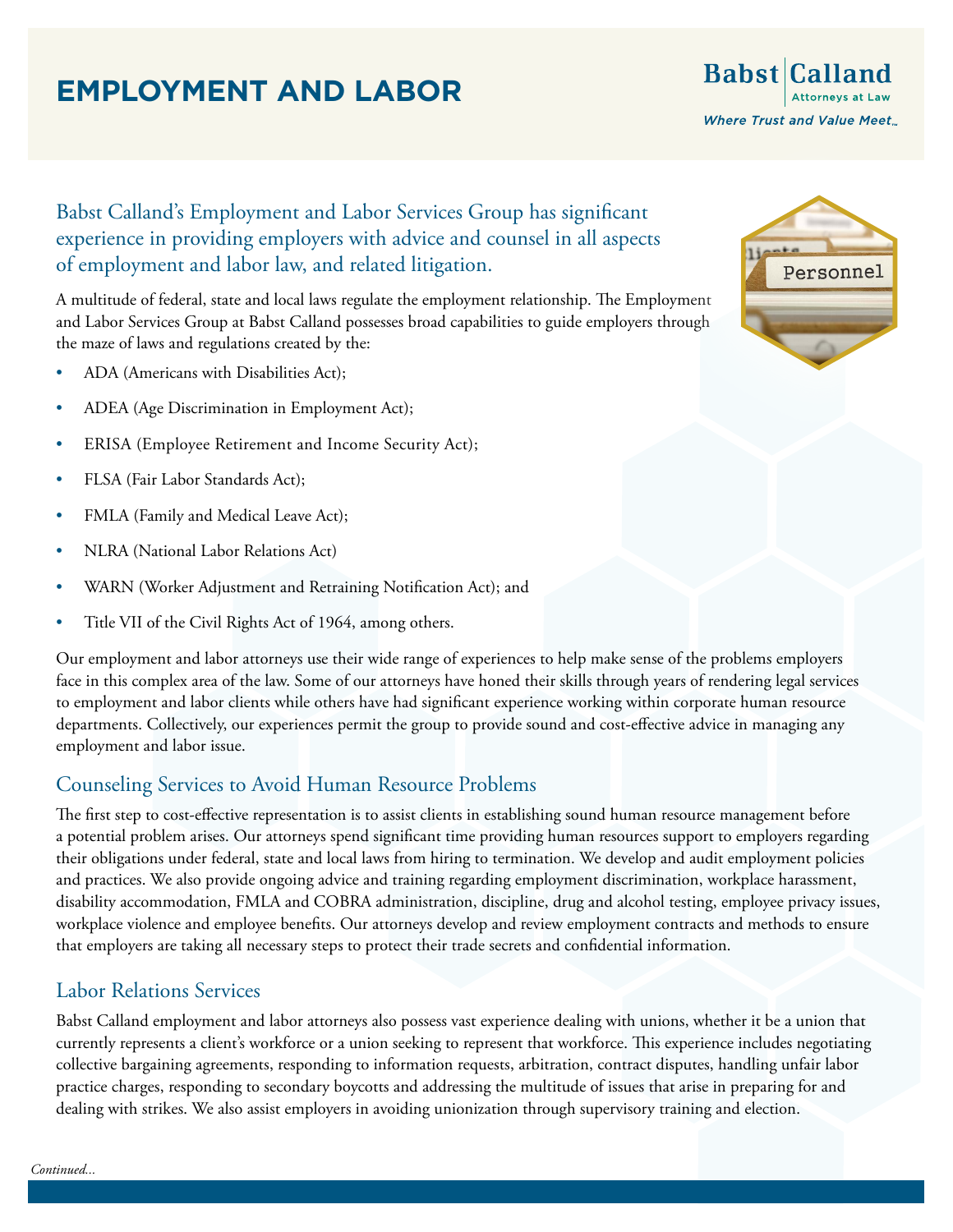# EMPLOYMENT AND LABOR

Babst Calland
Attorneys at Law
*Where Trust and Value Meet.*

## Babst Calland's Employment and Labor Services Group has significant experience in providing employers with advice and counsel in all aspects of employment and labor law, and related litigation.

A multitude of federal, state and local laws regulate the employment relationship. The Employment and Labor Services Group at Babst Calland possesses broad capabilities to guide employers through the maze of laws and regulations created by the:

- ADA (Americans with Disabilities Act);
- ADEA (Age Discrimination in Employment Act);
- ERISA (Employee Retirement and Income Security Act);
- FLSA (Fair Labor Standards Act);
- FMLA (Family and Medical Leave Act);
- NLRA (National Labor Relations Act)
- WARN (Worker Adjustment and Retraining Notification Act); and
- Title VII of the Civil Rights Act of 1964, among others.

Our employment and labor attorneys use their wide range of experiences to help make sense of the problems employers face in this complex area of the law. Some of our attorneys have honed their skills through years of rendering legal services to employment and labor clients while others have had significant experience working within corporate human resource departments. Collectively, our experiences permit the group to provide sound and cost-effective advice in managing any employment and labor issue.

## Counseling Services to Avoid Human Resource Problems

The first step to cost-effective representation is to assist clients in establishing sound human resource management before a potential problem arises. Our attorneys spend significant time providing human resources support to employers regarding their obligations under federal, state and local laws from hiring to termination. We develop and audit employment policies and practices. We also provide ongoing advice and training regarding employment discrimination, workplace harassment, disability accommodation, FMLA and COBRA administration, discipline, drug and alcohol testing, employee privacy issues, workplace violence and employee benefits. Our attorneys develop and review employment contracts and methods to ensure that employers are taking all necessary steps to protect their trade secrets and confidential information.

## Labor Relations Services

Babst Calland employment and labor attorneys also possess vast experience dealing with unions, whether it be a union that currently represents a client's workforce or a union seeking to represent that workforce. This experience includes negotiating collective bargaining agreements, responding to information requests, arbitration, contract disputes, handling unfair labor practice charges, responding to secondary boycotts and addressing the multitude of issues that arise in preparing for and dealing with strikes. We also assist employers in avoiding unionization through supervisory training and election.

*Continued...*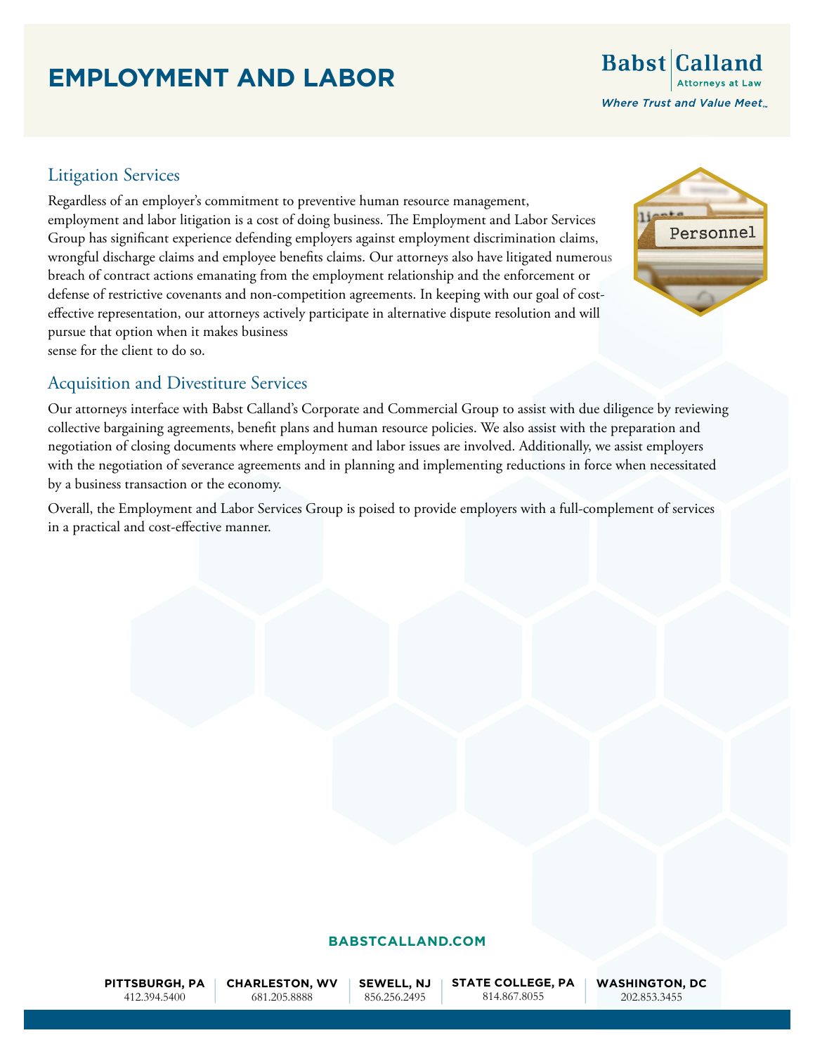# EMPLOYMENT AND LABOR

Babst | Calland
Attorneys at Law
*Where Trust and Value Meet.*

## Litigation Services

Regardless of an employer's commitment to preventive human resource management, employment and labor litigation is a cost of doing business. The Employment and Labor Services Group has significant experience defending employers against employment discrimination claims, wrongful discharge claims and employee benefits claims. Our attorneys also have litigated numerous breach of contract actions emanating from the employment relationship and the enforcement or defense of restrictive covenants and non-competition agreements. In keeping with our goal of cost-effective representation, our attorneys actively participate in alternative dispute resolution and will pursue that option when it makes business sense for the client to do so.

## Acquisition and Divestiture Services

Our attorneys interface with Babst Calland's Corporate and Commercial Group to assist with due diligence by reviewing collective bargaining agreements, benefit plans and human resource policies. We also assist with the preparation and negotiation of closing documents where employment and labor issues are involved. Additionally, we assist employers with the negotiation of severance agreements and in planning and implementing reductions in force when necessitated by a business transaction or the economy.

Overall, the Employment and Labor Services Group is poised to provide employers with a full-complement of services in a practical and cost-effective manner.

**BABSTCALLAND.COM**

**PITTSBURGH, PA** 412.394.5400 | **CHARLESTON, WV** 681.205.8888 | **SEWELL, NJ** 856.256.2495 | **STATE COLLEGE, PA** 814.867.8055 | **WASHINGTON, DC** 202.853.3455